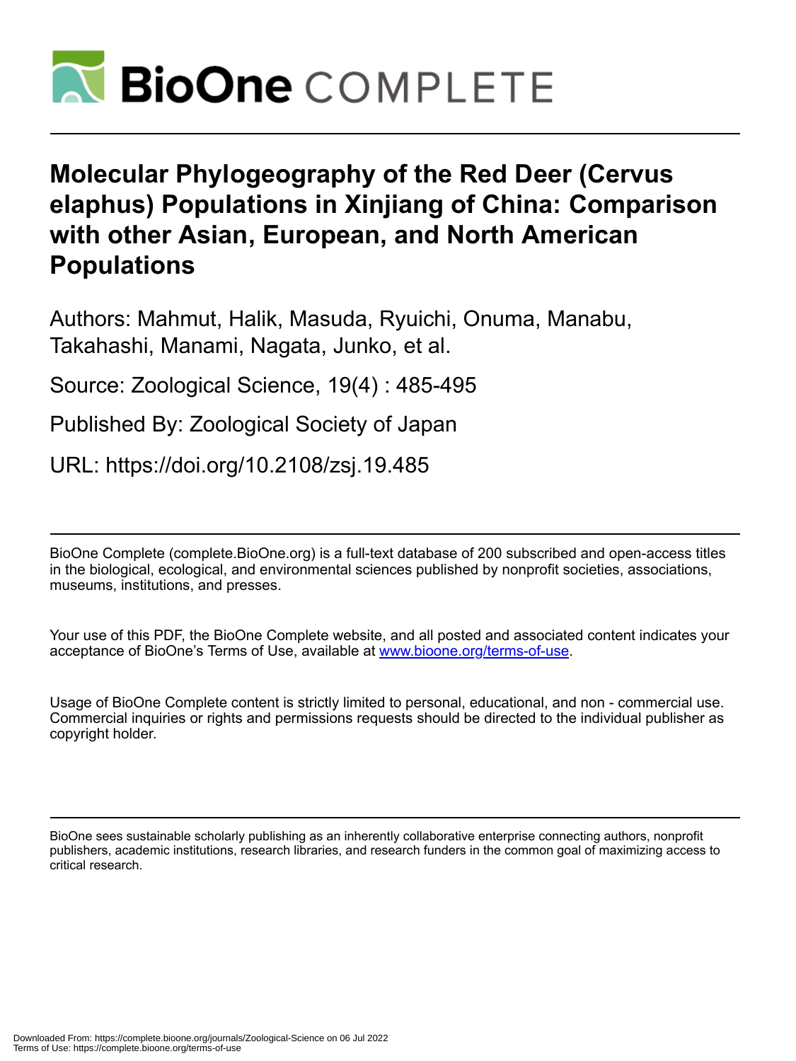# Molecular Phylogeography of the Red Deer (Cervus elaphus) Populations in Xinjiang of China: Comparison with other Asian, European, and North American Populations

Authors: Mahmut, Halik, Masuda, Ryuichi, Onuma, Manabu, Takahashi, Manami, Nagata, Junko, et al.

Source: Zoological Science, 19(4) : 485-495

Published By: Zoological Society of Japan

URL: https://doi.org/10.2108/zsj.19.485

BioOne Complete (complete.BioOne.org) is a full-text database of 200 subscribed and open-access titles in the biological, ecological, and environmental sciences published by nonprofit societies, associations, museums, institutions, and presses.

Your use of this PDF, the BioOne Complete website, and all posted and associated content indicates your acceptance of BioOne's Terms of Use, available at www.bioone.org/terms-of-use.

Usage of BioOne Complete content is strictly limited to personal, educational, and non - commercial use. Commercial inquiries or rights and permissions requests should be directed to the individual publisher as copyright holder.

BioOne sees sustainable scholarly publishing as an inherently collaborative enterprise connecting authors, nonprofit publishers, academic institutions, research libraries, and research funders in the common goal of maximizing access to critical research.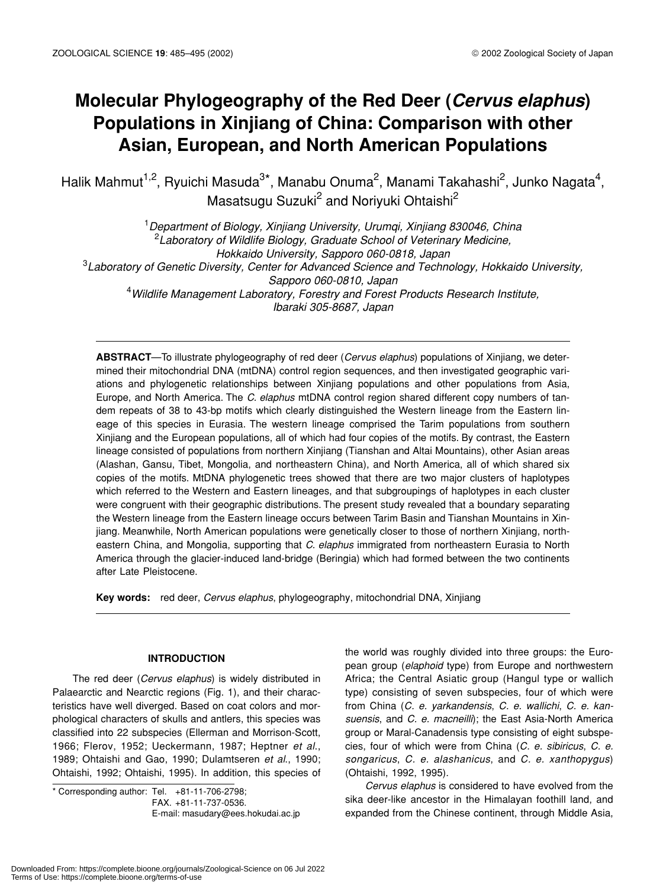# Molecular Phylogeography of the Red Deer (*Cervus elaphus*) Populations in Xinjiang of China: Comparison with other Asian, European, and North American Populations

Halik Mahmut[1,2], Ryuichi Masuda[3*], Manabu Onuma[2], Manami Takahashi[2], Junko Nagata[4], Masatsugu Suzuki[2] and Noriyuki Ohtaishi[2]

[1]*Department of Biology, Xinjiang University, Urumqi, Xinjiang 830046, China*
[2]*Laboratory of Wildlife Biology, Graduate School of Veterinary Medicine, Hokkaido University, Sapporo 060-0818, Japan*
[3]*Laboratory of Genetic Diversity, Center for Advanced Science and Technology, Hokkaido University, Sapporo 060-0810, Japan*
[4]*Wildlife Management Laboratory, Forestry and Forest Products Research Institute, Ibaraki 305-8687, Japan*

**ABSTRACT**—To illustrate phylogeography of red deer (*Cervus elaphus*) populations of Xinjiang, we determined their mitochondrial DNA (mtDNA) control region sequences, and then investigated geographic variations and phylogenetic relationships between Xinjiang populations and other populations from Asia, Europe, and North America. The *C. elaphus* mtDNA control region shared different copy numbers of tandem repeats of 38 to 43-bp motifs which clearly distinguished the Western lineage from the Eastern lineage of this species in Eurasia. The western lineage comprised the Tarim populations from southern Xinjiang and the European populations, all of which had four copies of the motifs. By contrast, the Eastern lineage consisted of populations from northern Xinjiang (Tianshan and Altai Mountains), other Asian areas (Alashan, Gansu, Tibet, Mongolia, and northeastern China), and North America, all of which shared six copies of the motifs. MtDNA phylogenetic trees showed that there are two major clusters of haplotypes which referred to the Western and Eastern lineages, and that subgroupings of haplotypes in each cluster were congruent with their geographic distributions. The present study revealed that a boundary separating the Western lineage from the Eastern lineage occurs between Tarim Basin and Tianshan Mountains in Xinjiang. Meanwhile, North American populations were genetically closer to those of northern Xinjiang, northeastern China, and Mongolia, supporting that *C. elaphus* immigrated from northeastern Eurasia to North America through the glacier-induced land-bridge (Beringia) which had formed between the two continents after Late Pleistocene.

**Key words:** red deer, *Cervus elaphus*, phylogeography, mitochondrial DNA, Xinjiang

## INTRODUCTION

The red deer (*Cervus elaphus*) is widely distributed in Palaearctic and Nearctic regions (Fig. 1), and their characteristics have well diverged. Based on coat colors and morphological characters of skulls and antlers, this species was classified into 22 subspecies (Ellerman and Morrison-Scott, 1966; Flerov, 1952; Ueckermann, 1987; Heptner *et al.*, 1989; Ohtaishi and Gao, 1990; Dulamtseren *et al.*, 1990; Ohtaishi, 1992; Ohtaishi, 1995). In addition, this species of the world was roughly divided into three groups: the European group (*elaphoid* type) from Europe and northwestern Africa; the Central Asiatic group (Hangul type or wallich type) consisting of seven subspecies, four of which were from China (*C. e. yarkandensis*, *C. e. wallichi*, *C. e. kansuensis*, and *C. e. macneilli*); the East Asia-North America group or Maral-Canadensis type consisting of eight subspecies, four of which were from China (*C. e. sibiricus*, *C. e. songaricus*, *C. e. alashanicus*, and *C. e. xanthopygus*) (Ohtaishi, 1992, 1995).

*Cervus elaphus* is considered to have evolved from the sika deer-like ancestor in the Himalayan foothill land, and expanded from the Chinese continent, through Middle Asia,

\* Corresponding author: Tel. +81-11-706-2798;
FAX. +81-11-737-0536.
E-mail: masudary@ees.hokudai.ac.jp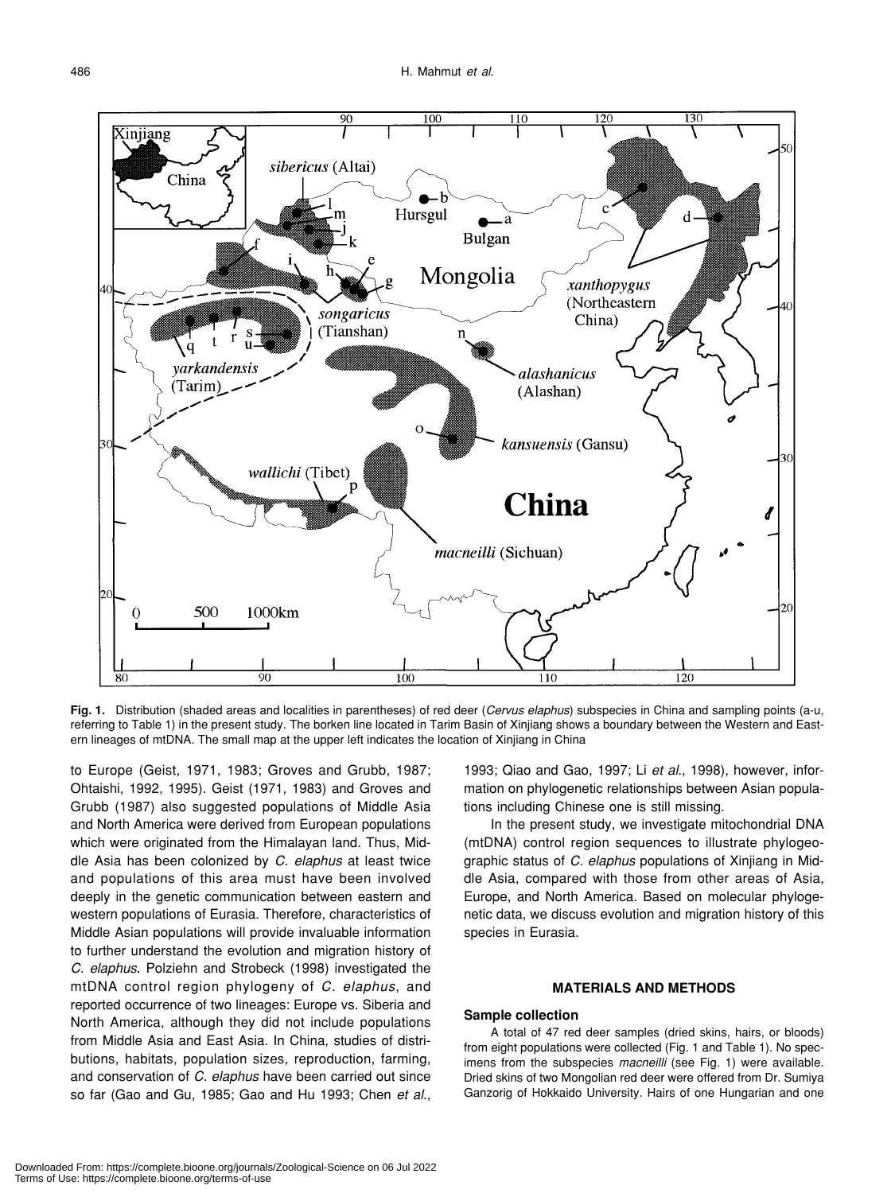**Fig. 1.** Distribution (shaded areas and localities in parentheses) of red deer (*Cervus elaphus*) subspecies in China and sampling points (a-u, referring to Table 1) in the present study. The borken line located in Tarim Basin of Xinjiang shows a boundary between the Western and Eastern lineages of mtDNA. The small map at the upper left indicates the location of Xinjiang in China

to Europe (Geist, 1971, 1983; Groves and Grubb, 1987; Ohtaishi, 1992, 1995). Geist (1971, 1983) and Groves and Grubb (1987) also suggested populations of Middle Asia and North America were derived from European populations which were originated from the Himalayan land. Thus, Middle Asia has been colonized by *C. elaphus* at least twice and populations of this area must have been involved deeply in the genetic communication between eastern and western populations of Eurasia. Therefore, characteristics of Middle Asian populations will provide invaluable information to further understand the evolution and migration history of *C. elaphus*. Polziehn and Strobeck (1998) investigated the mtDNA control region phylogeny of *C. elaphus*, and reported occurrence of two lineages: Europe vs. Siberia and North America, although they did not include populations from Middle Asia and East Asia. In China, studies of distributions, habitats, population sizes, reproduction, farming, and conservation of *C. elaphus* have been carried out since so far (Gao and Gu, 1985; Gao and Hu 1993; Chen *et al.*, 1993; Qiao and Gao, 1997; Li *et al.*, 1998), however, information on phylogenetic relationships between Asian populations including Chinese one is still missing.

In the present study, we investigate mitochondrial DNA (mtDNA) control region sequences to illustrate phylogeographic status of *C. elaphus* populations of Xinjiang in Middle Asia, compared with those from other areas of Asia, Europe, and North America. Based on molecular phylogenetic data, we discuss evolution and migration history of this species in Eurasia.

## MATERIALS AND METHODS

### Sample collection

A total of 47 red deer samples (dried skins, hairs, or bloods) from eight populations were collected (Fig. 1 and Table 1). No specimens from the subspecies *macneilli* (see Fig. 1) were available. Dried skins of two Mongolian red deer were offered from Dr. Sumiya Ganzorig of Hokkaido University. Hairs of one Hungarian and one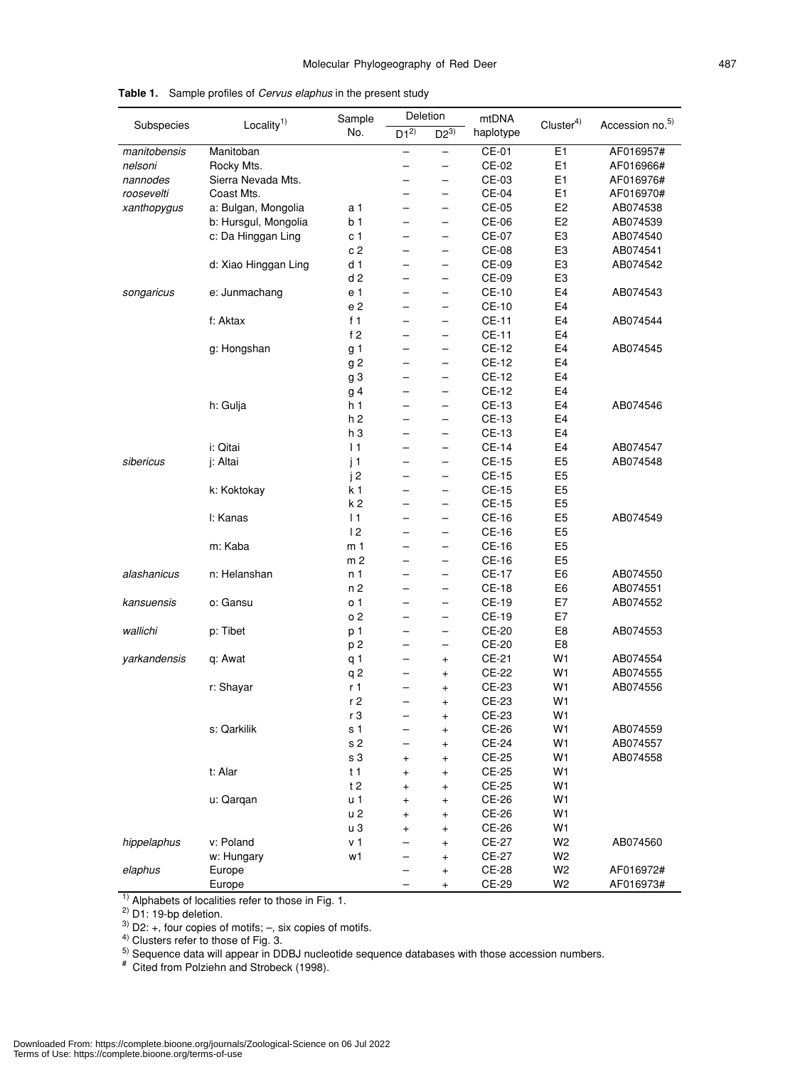**Table 1.** Sample profiles of *Cervus elaphus* in the present study

| Subspecies | Locality[1] | Sample No. | Deletion | | mtDNA haplotype | Cluster[4] | Accession no.[5] |
|---|---|---|---|---|---|---|---|
| | | | D1[2] | D2[3] | | | |
| *manitobensis* | Manitoban | | – | – | CE-01 | E1 | AF016957# |
| *nelsoni* | Rocky Mts. | | – | – | CE-02 | E1 | AF016966# |
| *nannodes* | Sierra Nevada Mts. | | – | – | CE-03 | E1 | AF016976# |
| *roosevelti* | Coast Mts. | | – | – | CE-04 | E1 | AF016970# |
| *xanthopygus* | a: Bulgan, Mongolia | a 1 | – | – | CE-05 | E2 | AB074538 |
| | b: Hursgul, Mongolia | b 1 | – | – | CE-06 | E2 | AB074539 |
| | c: Da Hinggan Ling | c 1 | – | – | CE-07 | E3 | AB074540 |
| | | c 2 | – | – | CE-08 | E3 | AB074541 |
| | d: Xiao Hinggan Ling | d 1 | – | – | CE-09 | E3 | AB074542 |
| | | d 2 | – | – | CE-09 | E3 | |
| *songaricus* | e: Junmachang | e 1 | – | – | CE-10 | E4 | AB074543 |
| | | e 2 | – | – | CE-10 | E4 | |
| | f: Aktax | f 1 | – | – | CE-11 | E4 | AB074544 |
| | | f 2 | – | – | CE-11 | E4 | |
| | g: Hongshan | g 1 | – | – | CE-12 | E4 | AB074545 |
| | | g 2 | – | – | CE-12 | E4 | |
| | | g 3 | – | – | CE-12 | E4 | |
| | | g 4 | – | – | CE-12 | E4 | |
| | h: Gulja | h 1 | – | – | CE-13 | E4 | AB074546 |
| | | h 2 | – | – | CE-13 | E4 | |
| | | h 3 | – | – | CE-13 | E4 | |
| | i: Qitai | I 1 | – | – | CE-14 | E4 | AB074547 |
| *sibericus* | j: Altai | j 1 | – | – | CE-15 | E5 | AB074548 |
| | | j 2 | – | – | CE-15 | E5 | |
| | k: Koktokay | k 1 | – | – | CE-15 | E5 | |
| | | k 2 | – | – | CE-15 | E5 | |
| | l: Kanas | l 1 | – | – | CE-16 | E5 | AB074549 |
| | | l 2 | – | – | CE-16 | E5 | |
| | m: Kaba | m 1 | – | – | CE-16 | E5 | |
| | | m 2 | – | – | CE-16 | E5 | |
| *alashanicus* | n: Helanshan | n 1 | – | – | CE-17 | E6 | AB074550 |
| | | n 2 | – | – | CE-18 | E6 | AB074551 |
| *kansuensis* | o: Gansu | o 1 | – | – | CE-19 | E7 | AB074552 |
| | | o 2 | – | – | CE-19 | E7 | |
| *wallichi* | p: Tibet | p 1 | – | – | CE-20 | E8 | AB074553 |
| | | p 2 | – | – | CE-20 | E8 | |
| *yarkandensis* | q: Awat | q 1 | – | + | CE-21 | W1 | AB074554 |
| | | q 2 | – | + | CE-22 | W1 | AB074555 |
| | r: Shayar | r 1 | – | + | CE-23 | W1 | AB074556 |
| | | r 2 | – | + | CE-23 | W1 | |
| | | r 3 | – | + | CE-23 | W1 | |
| | s: Qarkilik | s 1 | – | + | CE-26 | W1 | AB074559 |
| | | s 2 | – | + | CE-24 | W1 | AB074557 |
| | | s 3 | + | + | CE-25 | W1 | AB074558 |
| | t: Alar | t 1 | + | + | CE-25 | W1 | |
| | | t 2 | + | + | CE-25 | W1 | |
| | u: Qarqan | u 1 | + | + | CE-26 | W1 | |
| | | u 2 | + | + | CE-26 | W1 | |
| | | u 3 | + | + | CE-26 | W1 | |
| *hippelaphus* | v: Poland | v 1 | – | + | CE-27 | W2 | AB074560 |
| | w: Hungary | w1 | – | + | CE-27 | W2 | |
| *elaphus* | Europe | | – | + | CE-28 | W2 | AF016972# |
| | Europe | | – | + | CE-29 | W2 | AF016973# |

[1] Alphabets of localities refer to those in Fig. 1.
[2] D1: 19-bp deletion.
[3] D2: +, four copies of motifs; –, six copies of motifs.
[4] Clusters refer to those of Fig. 3.
[5] Sequence data will appear in DDBJ nucleotide sequence databases with those accession numbers.
\# Cited from Polziehn and Strobeck (1998).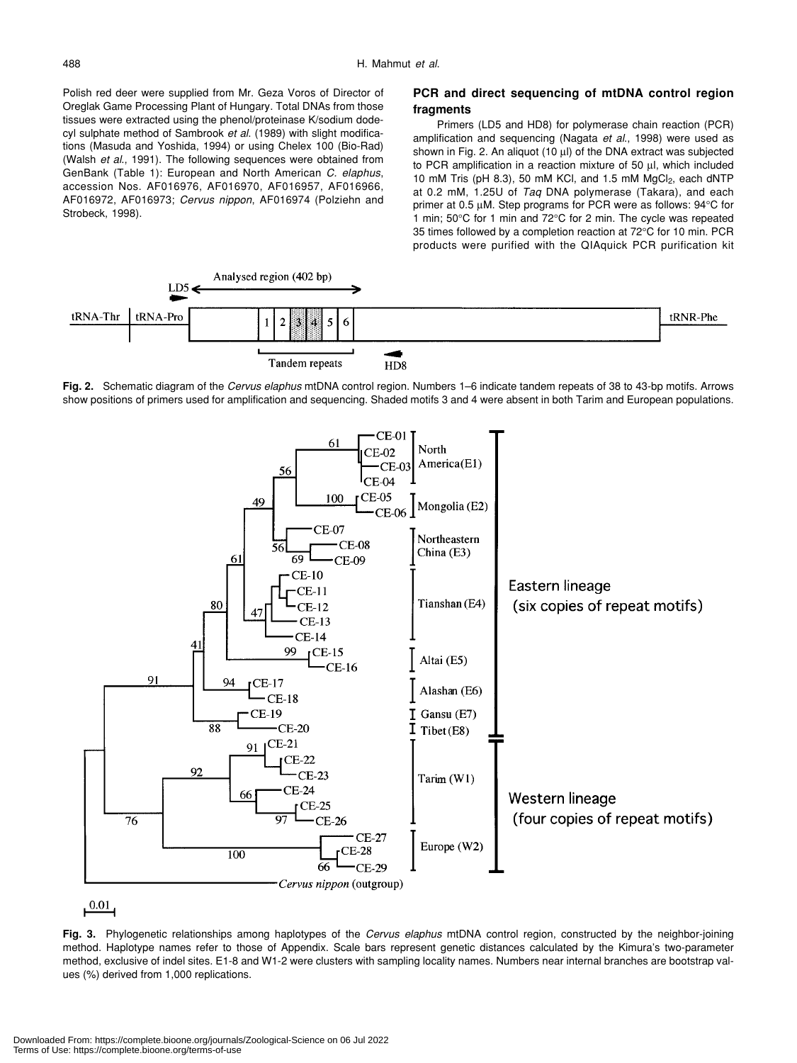Polish red deer were supplied from Mr. Geza Voros of Director of Oreglak Game Processing Plant of Hungary. Total DNAs from those tissues were extracted using the phenol/proteinase K/sodium dodecyl sulphate method of Sambrook *et al.* (1989) with slight modifications (Masuda and Yoshida, 1994) or using Chelex 100 (Bio-Rad) (Walsh *et al.*, 1991). The following sequences were obtained from GenBank (Table 1): European and North American *C. elaphus*, accession Nos. AF016976, AF016970, AF016957, AF016966, AF016972, AF016973; *Cervus nippon*, AF016974 (Polziehn and Strobeck, 1998).

## PCR and direct sequencing of mtDNA control region fragments

Primers (LD5 and HD8) for polymerase chain reaction (PCR) amplification and sequencing (Nagata *et al.*, 1998) were used as shown in Fig. 2. An aliquot (10 μl) of the DNA extract was subjected to PCR amplification in a reaction mixture of 50 μl, which included 10 mM Tris (pH 8.3), 50 mM KCl, and 1.5 mM $MgCl_2$, each dNTP at 0.2 mM, 1.25U of *Taq* DNA polymerase (Takara), and each primer at 0.5 μM. Step programs for PCR were as follows: 94°C for 1 min; 50°C for 1 min and 72°C for 2 min. The cycle was repeated 35 times followed by a completion reaction at 72°C for 10 min. PCR products were purified with the QIAquick PCR purification kit

**Fig. 2.** Schematic diagram of the *Cervus elaphus* mtDNA control region. Numbers 1–6 indicate tandem repeats of 38 to 43-bp motifs. Arrows show positions of primers used for amplification and sequencing. Shaded motifs 3 and 4 were absent in both Tarim and European populations.

**Fig. 3.** Phylogenetic relationships among haplotypes of the *Cervus elaphus* mtDNA control region, constructed by the neighbor-joining method. Haplotype names refer to those of Appendix. Scale bars represent genetic distances calculated by the Kimura's two-parameter method, exclusive of indel sites. E1-8 and W1-2 were clusters with sampling locality names. Numbers near internal branches are bootstrap values (%) derived from 1,000 replications.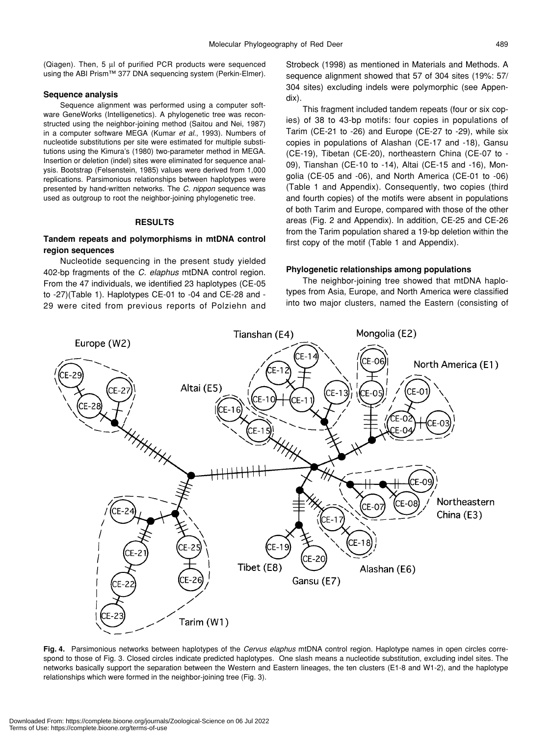(Qiagen). Then, 5 µl of purified PCR products were sequenced using the ABI Prism™ 377 DNA sequencing system (Perkin-Elmer).

### Sequence analysis

Sequence alignment was performed using a computer software GeneWorks (Intelligenetics). A phylogenetic tree was reconstructed using the neighbor-joining method (Saitou and Nei, 1987) in a computer software MEGA (Kumar *et al*., 1993). Numbers of nucleotide substitutions per site were estimated for multiple substitutions using the Kimura's (1980) two-parameter method in MEGA. Insertion or deletion (indel) sites were eliminated for sequence analysis. Bootstrap (Felsenstein, 1985) values were derived from 1,000 replications. Parsimonious relationships between haplotypes were presented by hand-written networks. The *C. nippon* sequence was used as outgroup to root the neighbor-joining phylogenetic tree.

## RESULTS

### Tandem repeats and polymorphisms in mtDNA control region sequences

Nucleotide sequencing in the present study yielded 402-bp fragments of the *C. elaphus* mtDNA control region. From the 47 individuals, we identified 23 haplotypes (CE-05 to -27)(Table 1). Haplotypes CE-01 to -04 and CE-28 and -29 were cited from previous reports of Polziehn and Strobeck (1998) as mentioned in Materials and Methods. A sequence alignment showed that 57 of 304 sites (19%: 57/304 sites) excluding indels were polymorphic (see Appendix).

This fragment included tandem repeats (four or six copies) of 38 to 43-bp motifs: four copies in populations of Tarim (CE-21 to -26) and Europe (CE-27 to -29), while six copies in populations of Alashan (CE-17 and -18), Gansu (CE-19), Tibetan (CE-20), northeastern China (CE-07 to -09), Tianshan (CE-10 to -14), Altai (CE-15 and -16), Mongolia (CE-05 and -06), and North America (CE-01 to -06) (Table 1 and Appendix). Consequently, two copies (third and fourth copies) of the motifs were absent in populations of both Tarim and Europe, compared with those of the other areas (Fig. 2 and Appendix). In addition, CE-25 and CE-26 from the Tarim population shared a 19-bp deletion within the first copy of the motif (Table 1 and Appendix).

### Phylogenetic relationships among populations

The neighbor-joining tree showed that mtDNA haplotypes from Asia, Europe, and North America were classified into two major clusters, named the Eastern (consisting of

**Fig. 4.** Parsimonious networks between haplotypes of the *Cervus elaphus* mtDNA control region. Haplotype names in open circles correspond to those of Fig. 3. Closed circles indicate predicted haplotypes. One slash means a nucleotide substitution, excluding indel sites. The networks basically support the separation between the Western and Eastern lineages, the ten clusters (E1-8 and W1-2), and the haplotype relationships which were formed in the neighbor-joining tree (Fig. 3).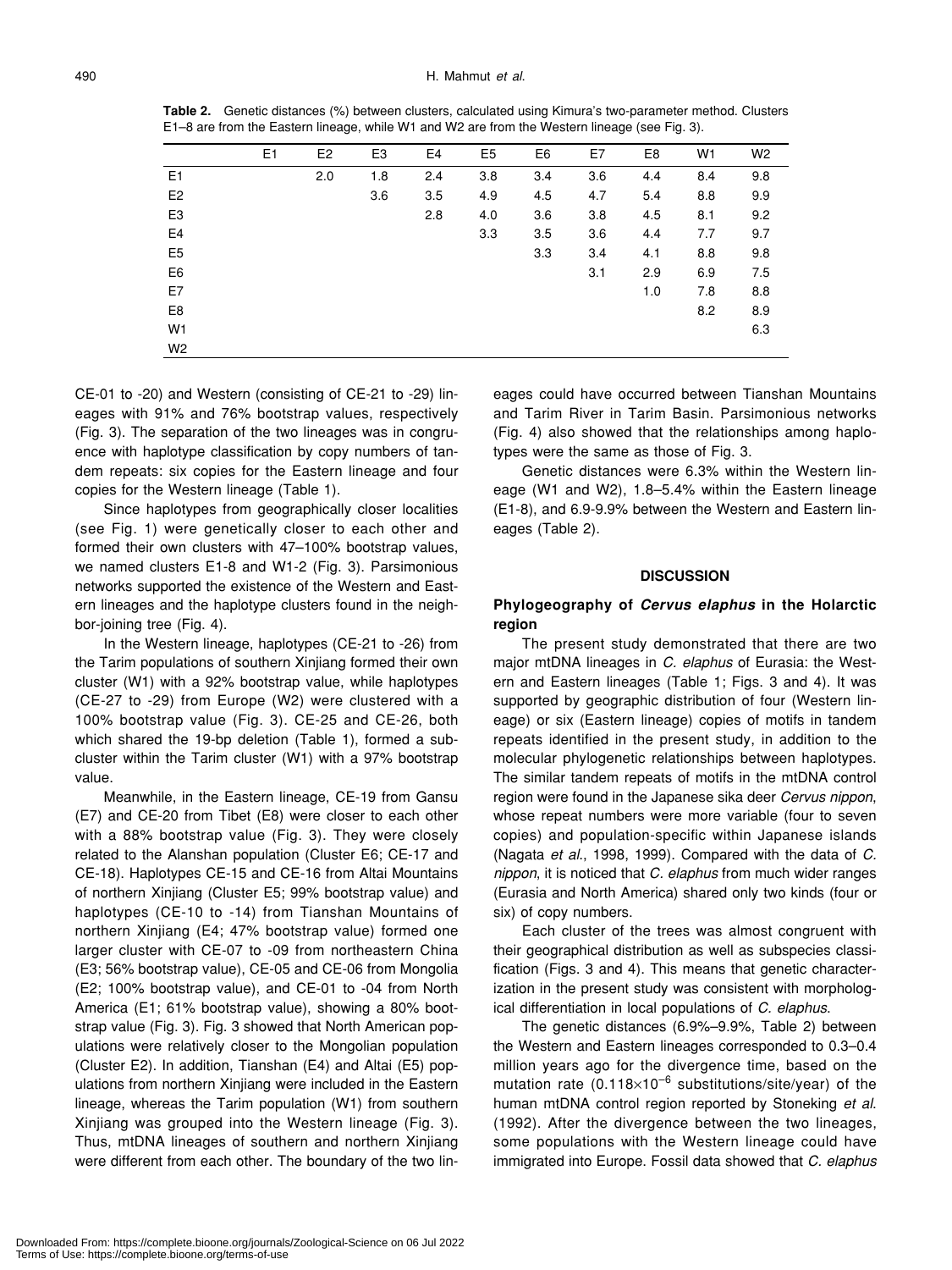**Table 2.** Genetic distances (%) between clusters, calculated using Kimura's two-parameter method. Clusters E1–8 are from the Eastern lineage, while W1 and W2 are from the Western lineage (see Fig. 3).

| | E1 | E2 | E3 | E4 | E5 | E6 | E7 | E8 | W1 | W2 |
|---|---|---|---|---|---|---|---|---|---|---|
| E1 | | 2.0 | 1.8 | 2.4 | 3.8 | 3.4 | 3.6 | 4.4 | 8.4 | 9.8 |
| E2 | | | 3.6 | 3.5 | 4.9 | 4.5 | 4.7 | 5.4 | 8.8 | 9.9 |
| E3 | | | | 2.8 | 4.0 | 3.6 | 3.8 | 4.5 | 8.1 | 9.2 |
| E4 | | | | | 3.3 | 3.5 | 3.6 | 4.4 | 7.7 | 9.7 |
| E5 | | | | | | 3.3 | 3.4 | 4.1 | 8.8 | 9.8 |
| E6 | | | | | | | 3.1 | 2.9 | 6.9 | 7.5 |
| E7 | | | | | | | | 1.0 | 7.8 | 8.8 |
| E8 | | | | | | | | | 8.2 | 8.9 |
| W1 | | | | | | | | | | 6.3 |
| W2 | | | | | | | | | | |

CE-01 to -20) and Western (consisting of CE-21 to -29) lineages with 91% and 76% bootstrap values, respectively (Fig. 3). The separation of the two lineages was in congruence with haplotype classification by copy numbers of tandem repeats: six copies for the Eastern lineage and four copies for the Western lineage (Table 1).

Since haplotypes from geographically closer localities (see Fig. 1) were genetically closer to each other and formed their own clusters with 47–100% bootstrap values, we named clusters E1-8 and W1-2 (Fig. 3). Parsimonious networks supported the existence of the Western and Eastern lineages and the haplotype clusters found in the neighbor-joining tree (Fig. 4).

In the Western lineage, haplotypes (CE-21 to -26) from the Tarim populations of southern Xinjiang formed their own cluster (W1) with a 92% bootstrap value, while haplotypes (CE-27 to -29) from Europe (W2) were clustered with a 100% bootstrap value (Fig. 3). CE-25 and CE-26, both which shared the 19-bp deletion (Table 1), formed a subcluster within the Tarim cluster (W1) with a 97% bootstrap value.

Meanwhile, in the Eastern lineage, CE-19 from Gansu (E7) and CE-20 from Tibet (E8) were closer to each other with a 88% bootstrap value (Fig. 3). They were closely related to the Alanshan population (Cluster E6; CE-17 and CE-18). Haplotypes CE-15 and CE-16 from Altai Mountains of northern Xinjiang (Cluster E5; 99% bootstrap value) and haplotypes (CE-10 to -14) from Tianshan Mountains of northern Xinjiang (E4; 47% bootstrap value) formed one larger cluster with CE-07 to -09 from northeastern China (E3; 56% bootstrap value), CE-05 and CE-06 from Mongolia (E2; 100% bootstrap value), and CE-01 to -04 from North America (E1; 61% bootstrap value), showing a 80% bootstrap value (Fig. 3). Fig. 3 showed that North American populations were relatively closer to the Mongolian population (Cluster E2). In addition, Tianshan (E4) and Altai (E5) populations from northern Xinjiang were included in the Eastern lineage, whereas the Tarim population (W1) from southern Xinjiang was grouped into the Western lineage (Fig. 3). Thus, mtDNA lineages of southern and northern Xinjiang were different from each other. The boundary of the two lineages could have occurred between Tianshan Mountains and Tarim River in Tarim Basin. Parsimonious networks (Fig. 4) also showed that the relationships among haplotypes were the same as those of Fig. 3.

Genetic distances were 6.3% within the Western lineage (W1 and W2), 1.8–5.4% within the Eastern lineage (E1-8), and 6.9-9.9% between the Western and Eastern lineages (Table 2).

## DISCUSSION

### Phylogeography of *Cervus elaphus* in the Holarctic region

The present study demonstrated that there are two major mtDNA lineages in *C. elaphus* of Eurasia: the Western and Eastern lineages (Table 1; Figs. 3 and 4). It was supported by geographic distribution of four (Western lineage) or six (Eastern lineage) copies of motifs in tandem repeats identified in the present study, in addition to the molecular phylogenetic relationships between haplotypes. The similar tandem repeats of motifs in the mtDNA control region were found in the Japanese sika deer *Cervus nippon*, whose repeat numbers were more variable (four to seven copies) and population-specific within Japanese islands (Nagata *et al*., 1998, 1999). Compared with the data of *C. nippon*, it is noticed that *C. elaphus* from much wider ranges (Eurasia and North America) shared only two kinds (four or six) of copy numbers.

Each cluster of the trees was almost congruent with their geographical distribution as well as subspecies classification (Figs. 3 and 4). This means that genetic characterization in the present study was consistent with morphological differentiation in local populations of *C. elaphus*.

The genetic distances (6.9%–9.9%, Table 2) between the Western and Eastern lineages corresponded to 0.3–0.4 million years ago for the divergence time, based on the mutation rate ($0.118 \times 10^{-6}$ substitutions/site/year) of the human mtDNA control region reported by Stoneking *et al*. (1992). After the divergence between the two lineages, some populations with the Western lineage could have immigrated into Europe. Fossil data showed that *C. elaphus*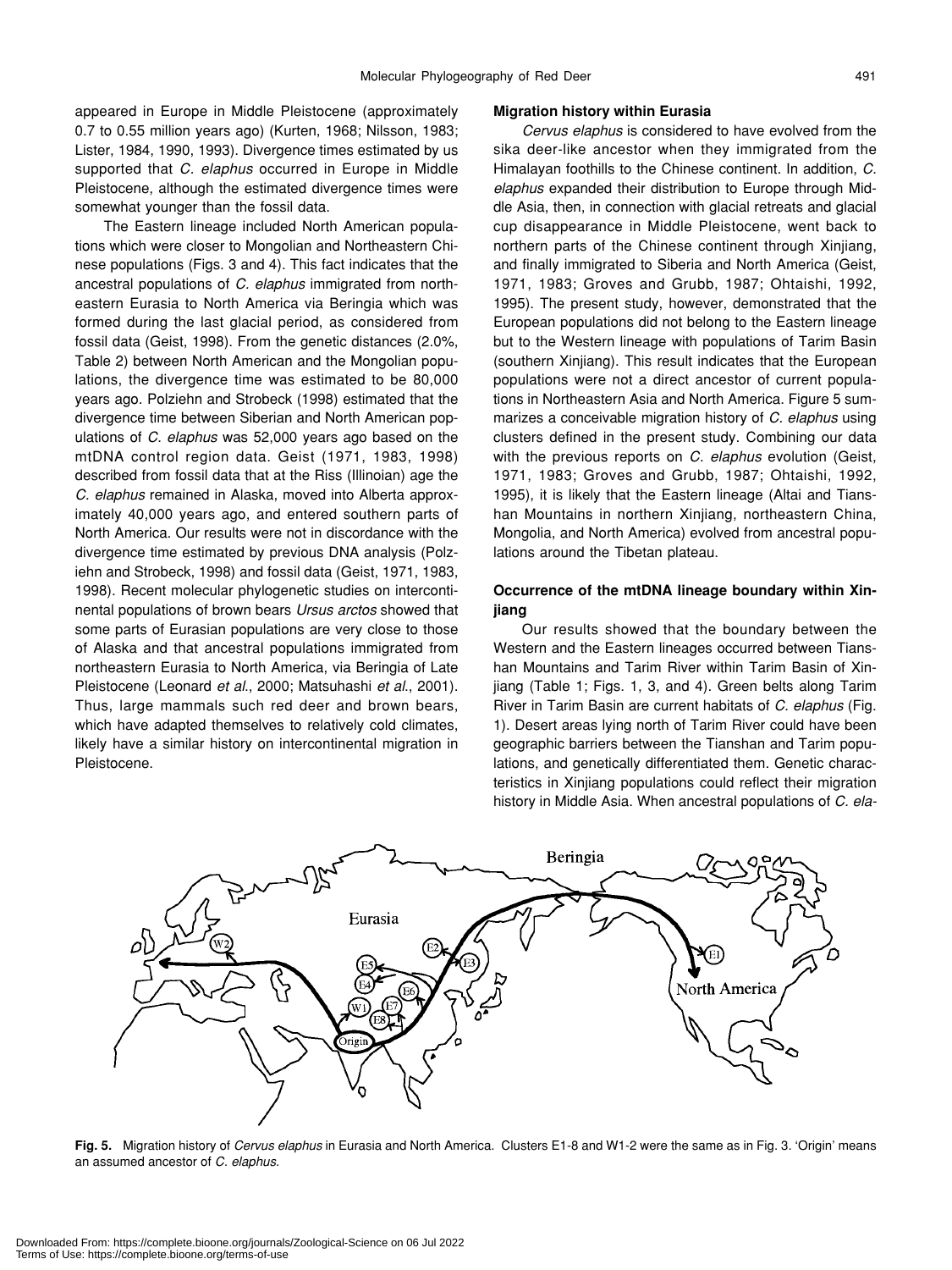appeared in Europe in Middle Pleistocene (approximately 0.7 to 0.55 million years ago) (Kurten, 1968; Nilsson, 1983; Lister, 1984, 1990, 1993). Divergence times estimated by us supported that *C. elaphus* occurred in Europe in Middle Pleistocene, although the estimated divergence times were somewhat younger than the fossil data.

The Eastern lineage included North American populations which were closer to Mongolian and Northeastern Chinese populations (Figs. 3 and 4). This fact indicates that the ancestral populations of *C. elaphus* immigrated from northeastern Eurasia to North America via Beringia which was formed during the last glacial period, as considered from fossil data (Geist, 1998). From the genetic distances (2.0%, Table 2) between North American and the Mongolian populations, the divergence time was estimated to be 80,000 years ago. Polziehn and Strobeck (1998) estimated that the divergence time between Siberian and North American populations of *C. elaphus* was 52,000 years ago based on the mtDNA control region data. Geist (1971, 1983, 1998) described from fossil data that at the Riss (Illinoian) age the *C. elaphus* remained in Alaska, moved into Alberta approximately 40,000 years ago, and entered southern parts of North America. Our results were not in discordance with the divergence time estimated by previous DNA analysis (Polziehn and Strobeck, 1998) and fossil data (Geist, 1971, 1983, 1998). Recent molecular phylogenetic studies on intercontinental populations of brown bears *Ursus arctos* showed that some parts of Eurasian populations are very close to those of Alaska and that ancestral populations immigrated from northeastern Eurasia to North America, via Beringia of Late Pleistocene (Leonard *et al*., 2000; Matsuhashi *et al*., 2001). Thus, large mammals such red deer and brown bears, which have adapted themselves to relatively cold climates, likely have a similar history on intercontinental migration in Pleistocene.

## Migration history within Eurasia

*Cervus elaphus* is considered to have evolved from the sika deer-like ancestor when they immigrated from the Himalayan foothills to the Chinese continent. In addition, *C. elaphus* expanded their distribution to Europe through Middle Asia, then, in connection with glacial retreats and glacial cup disappearance in Middle Pleistocene, went back to northern parts of the Chinese continent through Xinjiang, and finally immigrated to Siberia and North America (Geist, 1971, 1983; Groves and Grubb, 1987; Ohtaishi, 1992, 1995). The present study, however, demonstrated that the European populations did not belong to the Eastern lineage but to the Western lineage with populations of Tarim Basin (southern Xinjiang). This result indicates that the European populations were not a direct ancestor of current populations in Northeastern Asia and North America. Figure 5 summarizes a conceivable migration history of *C. elaphus* using clusters defined in the present study. Combining our data with the previous reports on *C. elaphus* evolution (Geist, 1971, 1983; Groves and Grubb, 1987; Ohtaishi, 1992, 1995), it is likely that the Eastern lineage (Altai and Tianshan Mountains in northern Xinjiang, northeastern China, Mongolia, and North America) evolved from ancestral populations around the Tibetan plateau.

## Occurrence of the mtDNA lineage boundary within Xinjiang

Our results showed that the boundary between the Western and the Eastern lineages occurred between Tianshan Mountains and Tarim River within Tarim Basin of Xinjiang (Table 1; Figs. 1, 3, and 4). Green belts along Tarim River in Tarim Basin are current habitats of *C. elaphus* (Fig. 1). Desert areas lying north of Tarim River could have been geographic barriers between the Tianshan and Tarim populations, and genetically differentiated them. Genetic characteristics in Xinjiang populations could reflect their migration history in Middle Asia. When ancestral populations of *C. ela-*

**Fig. 5.** Migration history of *Cervus elaphus* in Eurasia and North America. Clusters E1-8 and W1-2 were the same as in Fig. 3. 'Origin' means an assumed ancestor of *C. elaphus*.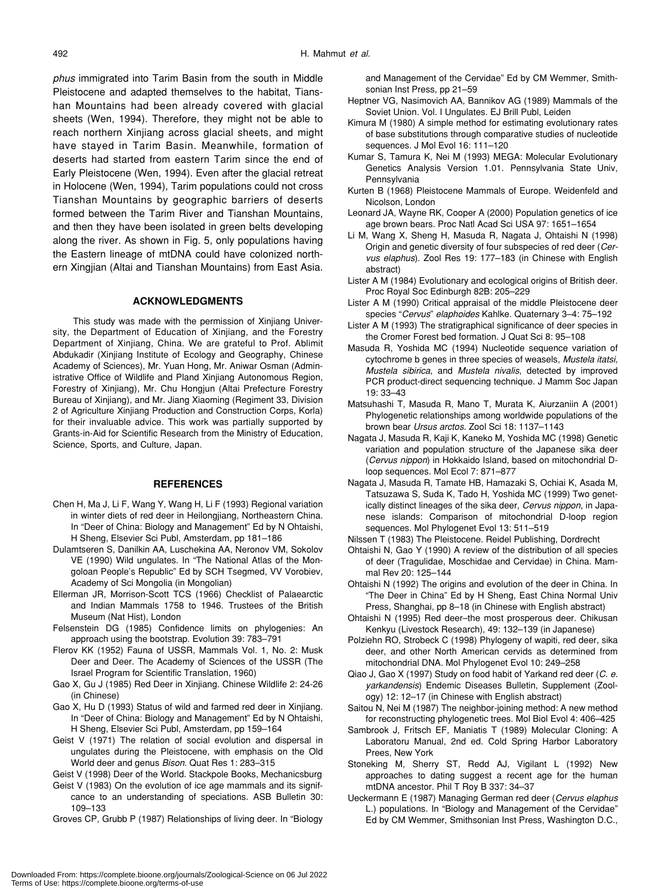*phus* immigrated into Tarim Basin from the south in Middle Pleistocene and adapted themselves to the habitat, Tianshan Mountains had been already covered with glacial sheets (Wen, 1994). Therefore, they might not be able to reach northern Xinjiang across glacial sheets, and might have stayed in Tarim Basin. Meanwhile, formation of deserts had started from eastern Tarim since the end of Early Pleistocene (Wen, 1994). Even after the glacial retreat in Holocene (Wen, 1994), Tarim populations could not cross Tianshan Mountains by geographic barriers of deserts formed between the Tarim River and Tianshan Mountains, and then they have been isolated in green belts developing along the river. As shown in Fig. 5, only populations having the Eastern lineage of mtDNA could have colonized northern Xingjian (Altai and Tianshan Mountains) from East Asia.

## ACKNOWLEDGMENTS

This study was made with the permission of Xinjiang University, the Department of Education of Xinjiang, and the Forestry Department of Xinjiang, China. We are grateful to Prof. Ablimit Abdukadir (Xinjiang Institute of Ecology and Geography, Chinese Academy of Sciences), Mr. Yuan Hong, Mr. Aniwar Osman (Administrative Office of Wildlife and Pland Xinjiang Autonomous Region, Forestry of Xinjiang), Mr. Chu Hongjun (Altai Prefecture Forestry Bureau of Xinjiang), and Mr. Jiang Xiaoming (Regiment 33, Division 2 of Agriculture Xinjiang Production and Construction Corps, Korla) for their invaluable advice. This work was partially supported by Grants-in-Aid for Scientific Research from the Ministry of Education, Science, Sports, and Culture, Japan.

## REFERENCES

Chen H, Ma J, Li F, Wang Y, Wang H, Li F (1993) Regional variation in winter diets of red deer in Heilongjiang, Northeastern China. In "Deer of China: Biology and Management" Ed by N Ohtaishi, H Sheng, Elsevier Sci Publ, Amsterdam, pp 181–186

Dulamtseren S, Danilkin AA, Luschekina AA, Neronov VM, Sokolov VE (1990) Wild ungulates. In "The National Atlas of the Mongoloan People's Republic" Ed by SCH Tsegmed, VV Vorobiev, Academy of Sci Mongolia (in Mongolian)

Ellerman JR, Morrison-Scott TCS (1966) Checklist of Palaearctic and Indian Mammals 1758 to 1946. Trustees of the British Museum (Nat Hist), London

Felsenstein DG (1985) Confidence limits on phylogenies: An approach using the bootstrap. Evolution 39: 783–791

Flerov KK (1952) Fauna of USSR, Mammals Vol. 1, No. 2: Musk Deer and Deer. The Academy of Sciences of the USSR (The Israel Program for Scientific Translation, 1960)

Gao X, Gu J (1985) Red Deer in Xinjiang. Chinese Wildlife 2: 24-26 (in Chinese)

Gao X, Hu D (1993) Status of wild and farmed red deer in Xinjiang. In "Deer of China: Biology and Management" Ed by N Ohtaishi, H Sheng, Elsevier Sci Publ, Amsterdam, pp 159–164

Geist V (1971) The relation of social evolution and dispersal in ungulates during the Pleistocene, with emphasis on the Old World deer and genus *Bison*. Quat Res 1: 283–315

Geist V (1998) Deer of the World. Stackpole Books, Mechanicsburg

Geist V (1983) On the evolution of ice age mammals and its signifcance to an understanding of speciations. ASB Bulletin 30: 109–133

Groves CP, Grubb P (1987) Relationships of living deer. In "Biology and Management of the Cervidae" Ed by CM Wemmer, Smithsonian Inst Press, pp 21–59

Heptner VG, Nasimovich AA, Bannikov AG (1989) Mammals of the Soviet Union. Vol. I Ungulates. EJ Brill Publ, Leiden

Kimura M (1980) A simple method for estimating evolutionary rates of base substitutions through comparative studies of nucleotide sequences. J Mol Evol 16: 111–120

Kumar S, Tamura K, Nei M (1993) MEGA: Molecular Evolutionary Genetics Analysis Version 1.01. Pennsylvania State Univ, Pennsylvania

Kurten B (1968) Pleistocene Mammals of Europe. Weidenfeld and Nicolson, London

Leonard JA, Wayne RK, Cooper A (2000) Population genetics of ice age brown bears. Proc Natl Acad Sci USA 97: 1651–1654

Li M, Wang X, Sheng H, Masuda R, Nagata J, Ohtaishi N (1998) Origin and genetic diversity of four subspecies of red deer (*Cervus elaphus*). Zool Res 19: 177–183 (in Chinese with English abstract)

Lister A M (1984) Evolutionary and ecological origins of British deer. Proc Royal Soc Edinburgh 82B: 205–229

Lister A M (1990) Critical appraisal of the middle Pleistocene deer species "*Cervus*" *elaphoides* Kahlke. Quaternary 3–4: 75–192

Lister A M (1993) The stratigraphical significance of deer species in the Cromer Forest bed formation. J Quat Sci 8: 95–108

Masuda R, Yoshida MC (1994) Nucleotide sequence variation of cytochrome b genes in three species of weasels, *Mustela itatsi*, *Mustela sibirica*, and *Mustela nivalis*, detected by improved PCR product-direct sequencing technique. J Mamm Soc Japan 19: 33–43

Matsuhashi T, Masuda R, Mano T, Murata K, Aiurzaniin A (2001) Phylogenetic relationships among worldwide populations of the brown bear *Ursus arctos*. Zool Sci 18: 1137–1143

Nagata J, Masuda R, Kaji K, Kaneko M, Yoshida MC (1998) Genetic variation and population structure of the Japanese sika deer (*Cervus nippon*) in Hokkaido Island, based on mitochondrial D-loop sequences. Mol Ecol 7: 871–877

Nagata J, Masuda R, Tamate HB, Hamazaki S, Ochiai K, Asada M, Tatsuzawa S, Suda K, Tado H, Yoshida MC (1999) Two genetically distinct lineages of the sika deer, *Cervus nippon*, in Japanese islands: Comparison of mitochondrial D-loop region sequences. Mol Phylogenet Evol 13: 511–519

Nilssen T (1983) The Pleistocene. Reidel Publishing, Dordrecht

Ohtaishi N, Gao Y (1990) A review of the distribution of all species of deer (Tragulidae, Moschidae and Cervidae) in China. Mammal Rev 20: 125–144

Ohtaishi N (1992) The origins and evolution of the deer in China. In "The Deer in China" Ed by H Sheng, East China Normal Univ Press, Shanghai, pp 8–18 (in Chinese with English abstract)

Ohtaishi N (1995) Red deer–the most prosperous deer. Chikusan Kenkyu (Livestock Research), 49: 132–139 (in Japanese)

Polziehn RO, Strobeck C (1998) Phylogeny of wapiti, red deer, sika deer, and other North American cervids as determined from mitochondrial DNA. Mol Phylogenet Evol 10: 249–258

Qiao J, Gao X (1997) Study on food habit of Yarkand red deer (*C. e. yarkandensis*) Endemic Diseases Bulletin, Supplement (Zoology) 12: 12–17 (in Chinese with English abstract)

Saitou N, Nei M (1987) The neighbor-joining method: A new method for reconstructing phylogenetic trees. Mol Biol Evol 4: 406–425

Sambrook J, Fritsch EF, Maniatis T (1989) Molecular Cloning: A Laboratoru Manual, 2nd ed. Cold Spring Harbor Laboratory Prees, New York

Stoneking M, Sherry ST, Redd AJ, Vigilant L (1992) New approaches to dating suggest a recent age for the human mtDNA ancestor. Phil T Roy B 337: 34–37

Ueckermann E (1987) Managing German red deer (*Cervus elaphus* L.) populations. In "Biology and Management of the Cervidae" Ed by CM Wemmer, Smithsonian Inst Press, Washington D.C.,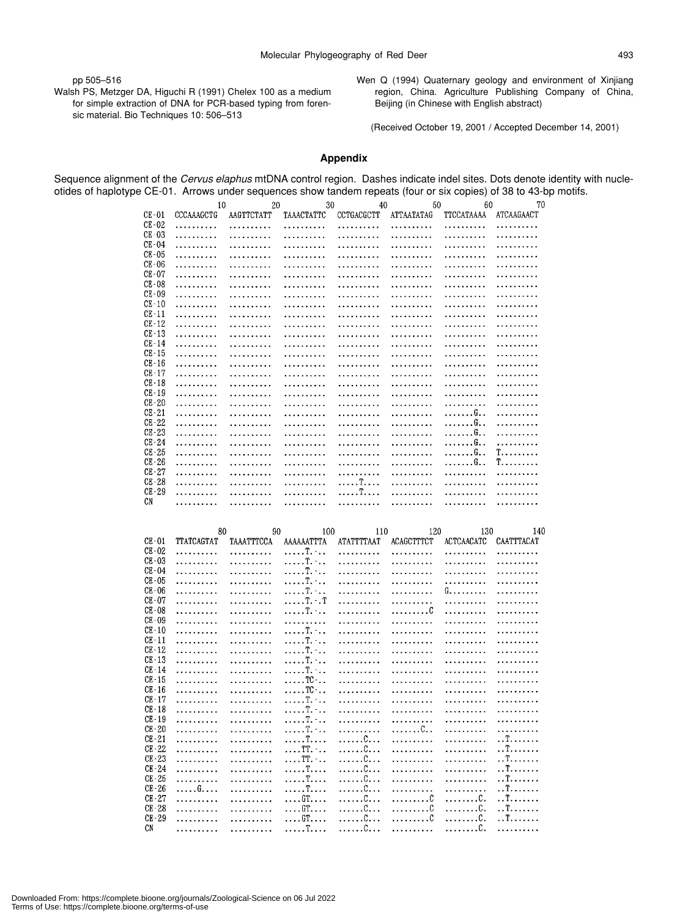pp 505–516

Walsh PS, Metzger DA, Higuchi R (1991) Chelex 100 as a medium for simple extraction of DNA for PCR-based typing from forensic material. Bio Techniques 10: 506–513

Wen Q (1994) Quaternary geology and environment of Xinjiang region, China. Agriculture Publishing Company of China, Beijing (in Chinese with English abstract)

(Received October 19, 2001 / Accepted December 14, 2001)

## Appendix

Sequence alignment of the *Cervus elaphus* mtDNA control region. Dashes indicate indel sites. Dots denote identity with nucleotides of haplotype CE-01. Arrows under sequences show tandem repeats (four or six copies) of 38 to 43-bp motifs.

```
                10          20          30          40          50          60          70
CE-01   CCCAAAGCTG  AAGTTCTATT  TAAACTATTC  CCTGACGCTT  ATTAATATAG  TTCCATAAAA  ATCAAGAACT
CE-02   ..........  ..........  ..........  ..........  ..........  ..........  ..........
CE-03   ..........  ..........  ..........  ..........  ..........  ..........  ..........
CE-04   ..........  ..........  ..........  ..........  ..........  ..........  ..........
CE-05   ..........  ..........  ..........  ..........  ..........  ..........  ..........
CE-06   ..........  ..........  ..........  ..........  ..........  ..........  ..........
CE-07   ..........  ..........  ..........  ..........  ..........  ..........  ..........
CE-08   ..........  ..........  ..........  ..........  ..........  ..........  ..........
CE-09   ..........  ..........  ..........  ..........  ..........  ..........  ..........
CE-10   ..........  ..........  ..........  ..........  ..........  ..........  ..........
CE-11   ..........  ..........  ..........  ..........  ..........  ..........  ..........
CE-12   ..........  ..........  ..........  ..........  ..........  ..........  ..........
CE-13   ..........  ..........  ..........  ..........  ..........  ..........  ..........
CE-14   ..........  ..........  ..........  ..........  ..........  ..........  ..........
CE-15   ..........  ..........  ..........  ..........  ..........  ..........  ..........
CE-16   ..........  ..........  ..........  ..........  ..........  ..........  ..........
CE-17   ..........  ..........  ..........  ..........  ..........  ..........  ..........
CE-18   ..........  ..........  ..........  ..........  ..........  ..........  ..........
CE-19   ..........  ..........  ..........  ..........  ..........  ..........  ..........
CE-20   ..........  ..........  ..........  ..........  ..........  ..........  ..........
CE-21   ..........  ..........  ..........  ..........  ..........  .......G..  ..........
CE-22   ..........  ..........  ..........  ..........  ..........  .......G..  ..........
CE-23   ..........  ..........  ..........  ..........  ..........  .......G..  ..........
CE-24   ..........  ..........  ..........  ..........  ..........  .......G..  ..........
CE-25   ..........  ..........  ..........  ..........  ..........  .......G..  T.........
CE-26   ..........  ..........  ..........  ..........  ..........  .......G..  T.........
CE-27   ..........  ..........  ..........  ..........  ..........  ..........  ..........
CE-28   ..........  ..........  ..........  .....T....  ..........  ..........  ..........
CE-29   ..........  ..........  ..........  .....T....  ..........  ..........  ..........
CN      ..........  ..........  ..........  ..........  ..........  ..........  ..........

                80          90         100         110         120         130         140
CE-01   TTATCAGTAT  TAAATTTCCA  AAAAAATTTA  ATATTTTAAT  ACAGCTTTCT  ACTCAACATC  CAATTTACAT
CE-02   ..........  ..........  .....T.-..  ..........  ..........  ..........  ..........
CE-03   ..........  ..........  .....T.-..  ..........  ..........  ..........  ..........
CE-04   ..........  ..........  .....T.-..  ..........  ..........  ..........  ..........
CE-05   ..........  ..........  .....T.-..  ..........  ..........  ..........  ..........
CE-06   ..........  ..........  .....T.-..  ..........  ..........  G.........  ..........
CE-07   ..........  ..........  .....T.-.T  ..........  ..........  ..........  ..........
CE-08   ..........  ..........  .....T.-..  ..........  .........C  ..........  ..........
CE-09   ..........  ..........  ..........  ..........  ..........  ..........  ..........
CE-10   ..........  ..........  .....T.-..  ..........  ..........  ..........  ..........
CE-11   ..........  ..........  .....T.-..  ..........  ..........  ..........  ..........
CE-12   ..........  ..........  .....T.-..  ..........  ..........  ..........  ..........
CE-13   ..........  ..........  .....T.-..  ..........  ..........  ..........  ..........
CE-14   ..........  ..........  .....T.-..  ..........  ..........  ..........  ..........
CE-15   ..........  ..........  .....TC-..  ..........  ..........  ..........  ..........
CE-16   ..........  ..........  .....TC-..  ..........  ..........  ..........  ..........
CE-17   ..........  ..........  .....T.-..  ..........  ..........  ..........  ..........
CE-18   ..........  ..........  .....T.-..  ..........  ..........  ..........  ..........
CE-19   ..........  ..........  .....T.-..  ..........  ..........  ..........  ..........
CE-20   ..........  ..........  .....T.-..  ..........  .......C..  ..........  ..........
CE-21   ..........  ..........  .....T....  ......C...  ..........  ..........  ..T.......
CE-22   ..........  ..........  ....TT.-..  ......C...  ..........  ..........  ..T.......
CE-23   ..........  ..........  ....TT.-..  ......C...  ..........  ..........  ..T.......
CE-24   ..........  ..........  .....T....  ......C...  ..........  ..........  ..T.......
CE-25   ..........  ..........  .....T....  ......C...  ..........  ..........  ..T.......
CE-26   .....G....  ..........  .....T....  ......C...  ..........  ..........  ..T.......
CE-27   ..........  ..........  ....GT....  ......C...  .........C  ........C.  ..T.......
CE-28   ..........  ..........  ....GT....  ......C...  .........C  ........C.  ..T.......
CE-29   ..........  ..........  ....GT....  ......C...  .........C  ........C.  ..T.......
CN      ..........  ..........  .....T....  ......C...  ..........  ........C.  ..........
```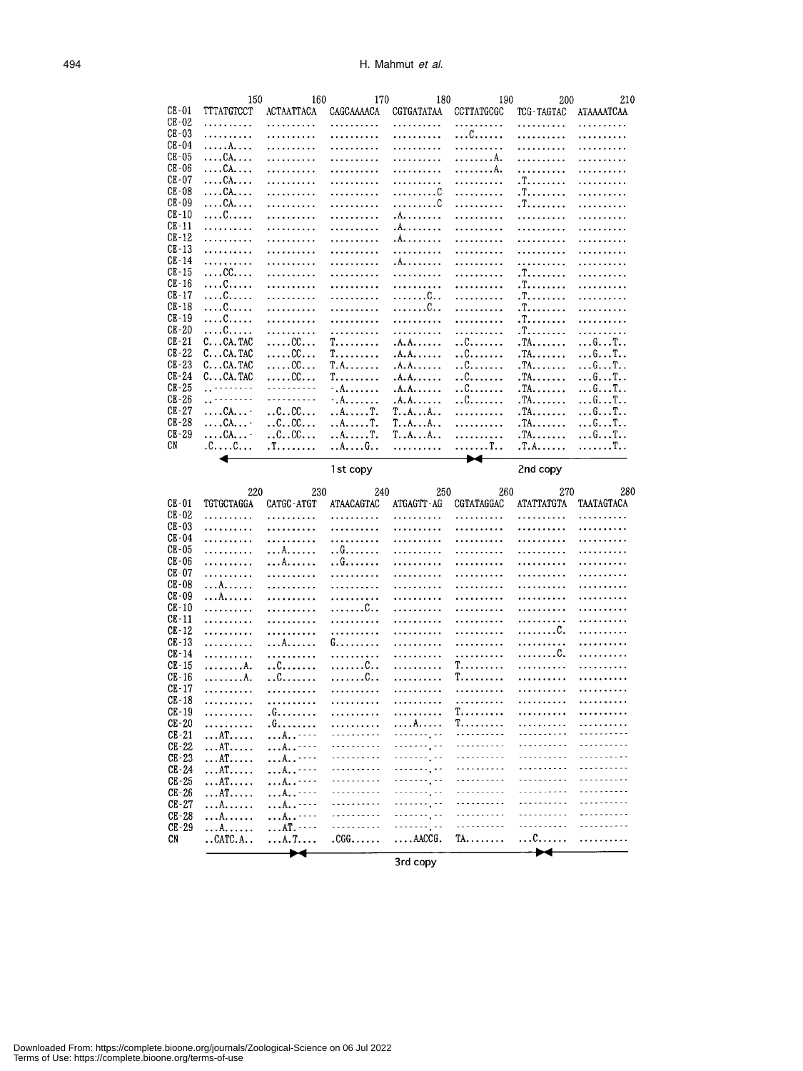```
        150         160         170         180         190         200         210
CE-01  TTTATGTCCT  ACTAATTACA  CAGCAAAACA  CGTGATATAA  CCTTATGCGC  TCG-TAGTAC  ATAAAATCAA
CE-02  ..........  ..........  ..........  ..........  ..........  ..........  ..........
CE-03  ..........  ..........  ..........  ..........  ...C......  ..........  ..........
CE-04  .....A....  ..........  ..........  ..........  ..........  ..........  ..........
CE-05  ....CA....  ..........  ..........  ..........  ........A.  ..........  ..........
CE-06  ....CA....  ..........  ..........  ..........  ........A.  ..........  ..........
CE-07  ....CA....  ..........  ..........  ..........  ..........  .T........  ..........
CE-08  ....CA....  ..........  ..........  .........C  ..........  .T........  ..........
CE-09  ....CA....  ..........  ..........  .........C  ..........  .T........  ..........
CE-10  ....C.....  ..........  ..........  .A........  ..........  ..........  ..........
CE-11  ..........  ..........  ..........  .A........  ..........  ..........  ..........
CE-12  ..........  ..........  ..........  .A........  ..........  ..........  ..........
CE-13  ..........  ..........  ..........  ..........  ..........  ..........  ..........
CE-14  ..........  ..........  ..........  .A........  ..........  ..........  ..........
CE-15  ....CC....  ..........  ..........  ..........  ..........  .T........  ..........
CE-16  ....C.....  ..........  ..........  ..........  ..........  .T........  ..........
CE-17  ....C.....  ..........  ..........  .......C..  ..........  .T........  ..........
CE-18  ....C.....  ..........  ..........  .......C..  ..........  .T........  ..........
CE-19  ....C.....  ..........  ..........  ..........  ..........  .T........  ..........
CE-20  ....C.....  ..........  ..........  ..........  ..........  .T........  ..........
CE-21  C...CA.TAC  .....CC...  T.........  .A.A......  ..C.......  .TA.......  ...G...T..
CE-22  C...CA.TAC  .....CC...  T.........  .A.A......  ..C.......  .TA.......  ...G...T..
CE-23  C...CA.TAC  .....CC...  T.A.......  .A.A......  ..C.......  .TA.......  ...G...T..
CE-24  C...CA.TAC  .....CC...  T.........  .A.A......  ..C.......  .TA.......  ...G...T..
CE-25  ..--------  ----------  -.A.......  .A.A......  ..C.......  .TA.......  ...G...T..
CE-26  ..--------  ----------  -.A.......  .A.A......  ..C.......  .TA.......  ...G...T..
CE-27  ....CA...-  ..C..CC...  ..A.....T.  T..A...A..  ..........  .TA.......  ...G...T..
CE-28  ....CA...-  ..C..CC...  ..A.....T.  T..A...A..  ..........  .TA.......  ...G...T..
CE-29  ....CA...-  ..C..CC...  ..A.....T.  T..A...A..  ..........  .TA.......  ...G...T..
CN     .C....C...  .T........  ..A....G..  ..........  .......T..  .T.A......  .......T..
       <------------------ 1st copy ------------------><-------- 2nd copy --------

        220         230         240         250         260         270         280
CE-01  TGTGCTAGGA  CATGC-ATGT  ATAACAGTAC  ATGAGTT-AG  CGTATAGGAC  ATATTATGTA  TAATAGTACA
CE-02  ..........  ..........  ..........  ..........  ..........  ..........  ..........
CE-03  ..........  ..........  ..........  ..........  ..........  ..........  ..........
CE-04  ..........  ..........  ..........  ..........  ..........  ..........  ..........
CE-05  ..........  ...A......  ..G.......  ..........  ..........  ..........  ..........
CE-06  ..........  ...A......  ..G.......  ..........  ..........  ..........  ..........
CE-07  ..........  ..........  ..........  ..........  ..........  ..........  ..........
CE-08  ...A......  ..........  ..........  ..........  ..........  ..........  ..........
CE-09  ...A......  ..........  ..........  ..........  ..........  ..........  ..........
CE-10  ..........  ..........  .......C..  ..........  ..........  ..........  ..........
CE-11  ..........  ..........  ..........  ..........  ..........  ..........  ..........
CE-12  ..........  ..........  ..........  ..........  ..........  ........C.  ..........
CE-13  ..........  ...A......  G.........  ..........  ..........  ..........  ..........
CE-14  ..........  ..........  ..........  ..........  ..........  ........C.  ..........
CE-15  ........A.  ..C.......  .......C..  ..........  T.........  ..........  ..........
CE-16  ........A.  ..C.......  .......C..  ..........  T.........  ..........  ..........
CE-17  ..........  ..........  ..........  ..........  ..........  ..........  ..........
CE-18  ..........  ..........  ..........  ..........  ..........  ..........  ..........
CE-19  ..........  .G........  ..........  ..........  T.........  ..........  ..........
CE-20  ..........  .G........  ..........  ....A.....  T.........  ..........  ..........
CE-21  ...AT.....  ...A..----  ----------  -------.--  ----------  ----------  ----------
CE-22  ...AT.....  ...A..----  ----------  -------.--  ----------  ----------  ----------
CE-23  ...AT.....  ...A..----  ----------  -------.--  ----------  ----------  ----------
CE-24  ...AT.....  ...A..----  ----------  -------.--  ----------  ----------  ----------
CE-25  ...AT.....  ...A..----  ----------  -------.--  ----------  ----------  ----------
CE-26  ...AT.....  ...A..----  ----------  -------.--  ----------  ----------  ----------
CE-27  ...A......  ...A..----  ----------  -------.--  ----------  ----------  ----------
CE-28  ...A......  ...A..----  ----------  -------.--  ----------  ----------  ----------
CE-29  ...A......  ...AT.----  ----------  -------.--  ----------  ----------  ----------
CN     ..CATC.A..  ...A.T....  .CGG......  ....AACCG.  TA........  ...C......  ..........
       -------------------><------------------ 3rd copy ------------------><---------
```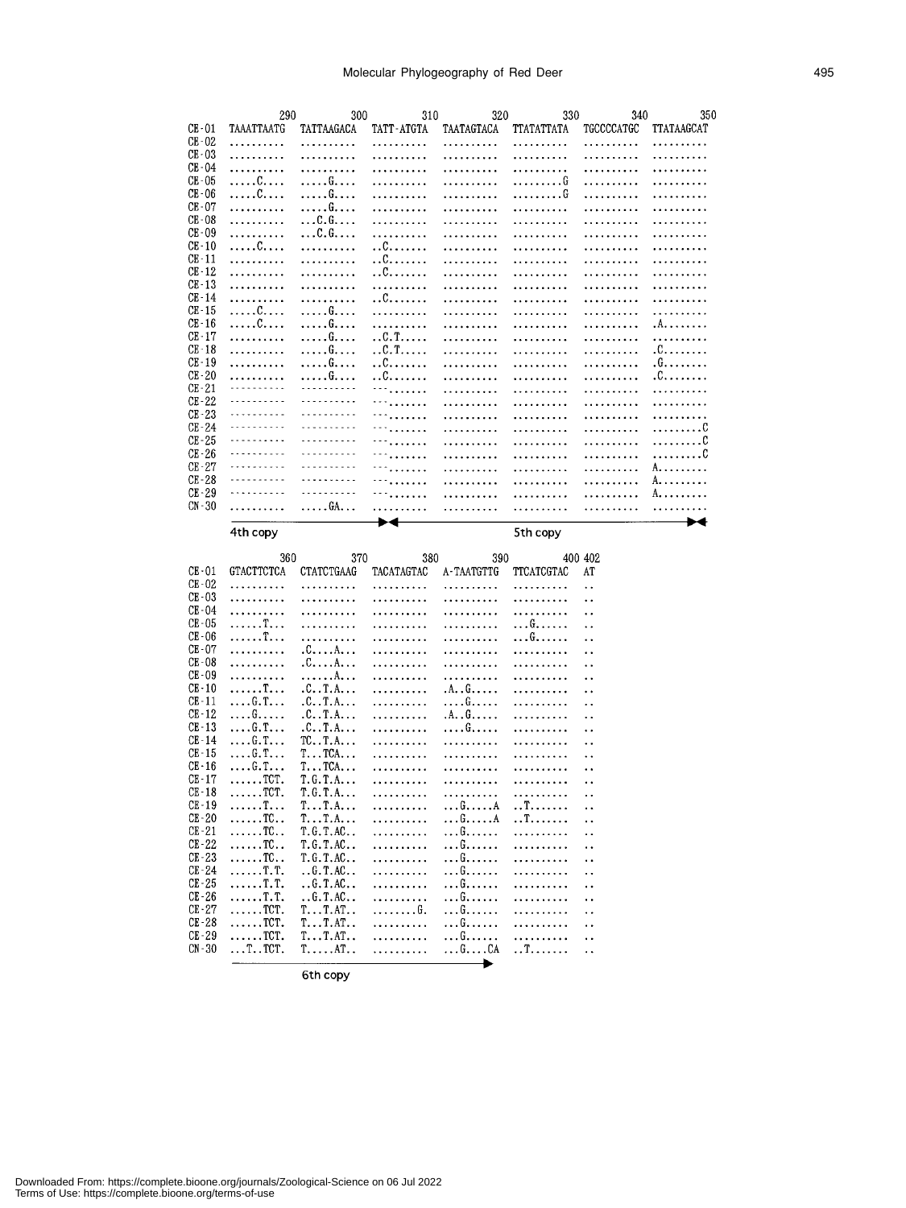```
        290        300        310        320        330        340        350
CE-01  TAAATTAATG TATTAAGACA TATT-ATGTA TAATAGTACA TTATATTATA TGCCCCATGC TTATAAGCAT
CE-02  .......... .......... .......... .......... .......... .......... ..........
CE-03  .......... .......... .......... .......... .......... .......... ..........
CE-04  .......... .......... .......... .......... .......... .......... ..........
CE-05  .....C.... .....G.... .......... .......... .........G .......... ..........
CE-06  .....C.... .....G.... .......... .......... .........G .......... ..........
CE-07  .......... .....G.... .......... .......... .......... .......... ..........
CE-08  .......... ...C.G.... .......... .......... .......... .......... ..........
CE-09  .......... ...C.G.... .......... .......... .......... .......... ..........
CE-10  .....C.... .......... ..C....... .......... .......... .......... ..........
CE-11  .......... .......... ..C....... .......... .......... .......... ..........
CE-12  .......... .......... ..C....... .......... .......... .......... ..........
CE-13  .......... .......... .......... .......... .......... .......... ..........
CE-14  .......... .......... ..C....... .......... .......... .......... ..........
CE-15  .....C.... .....G.... .......... .......... .......... .......... ..........
CE-16  .....C.... .....G.... .......... .......... .......... .......... .A........
CE-17  .......... .....G.... ..C.T..... .......... .......... .......... ..........
CE-18  .......... .....G.... ..C.T..... .......... .......... .......... .C........
CE-19  .......... .....G.... ..C....... .......... .......... .......... .G........
CE-20  .......... .....G.... ..C....... .......... .......... .......... .C........
CE-21  ---------- ---------- ---....... .......... .......... .......... ..........
CE-22  ---------- ---------- ---....... .......... .......... .......... ..........
CE-23  ---------- ---------- ---....... .......... .......... .......... ..........
CE-24  ---------- ---------- ---....... .......... .......... .......... .........C
CE-25  ---------- ---------- ---....... .......... .......... .......... .........C
CE-26  ---------- ---------- ---....... .......... .......... .......... .........C
CE-27  ---------- ---------- ---....... .......... .......... .......... A.........
CE-28  ---------- ---------- ---....... .......... .......... .......... A.........
CE-29  ---------- ---------- ---....... .......... .......... .......... A.........
CN-30  .......... .....GA... .......... .......... .......... .......... ..........
       4th copy                                   5th copy

        360        370        380        390        400 402
CE-01  GTACTTCTCA CTATCTGAAG TACATAGTAC A-TAATGTTG TTCATCGTAC AT
CE-02  .......... .......... .......... .......... .......... ..
CE-03  .......... .......... .......... .......... .......... ..
CE-04  .......... .......... .......... .......... .......... ..
CE-05  ......T... .......... .......... .......... ...G...... ..
CE-06  ......T... .......... .......... .......... ...G...... ..
CE-07  .......... .C....A... .......... .......... .......... ..
CE-08  .......... .C....A... .......... .......... .......... ..
CE-09  .......... ......A... .......... .......... .......... ..
CE-10  ......T... .C..T.A... .......... .A..G..... .......... ..
CE-11  ....G.T... .C..T.A... .......... ....G..... .......... ..
CE-12  ....G..... .C..T.A... .......... .A..G..... .......... ..
CE-13  ....G.T... .C..T.A... .......... ....G..... .......... ..
CE-14  ....G.T... TC..T.A... .......... .......... .......... ..
CE-15  ....G.T... T...TCA... .......... .......... .......... ..
CE-16  ....G.T... T...TCA... .......... .......... .......... ..
CE-17  ......TCT. T.G.T.A... .......... .......... .......... ..
CE-18  ......TCT. T.G.T.A... .......... .......... .......... ..
CE-19  ......T... T...T.A... .......... ...G.....A ..T....... ..
CE-20  ......TC.. T...T.A... .......... ...G.....A ..T....... ..
CE-21  ......TC.. T.G.T.AC.. .......... ...G...... .......... ..
CE-22  ......TC.. T.G.T.AC.. .......... ...G...... .......... ..
CE-23  ......TC.. T.G.T.AC.. .......... ...G...... .......... ..
CE-24  ......T.T. ..G.T.AC.. .......... ...G...... .......... ..
CE-25  ......T.T. ..G.T.AC.. .......... ...G...... .......... ..
CE-26  ......T.T. ..G.T.AC.. .......... ...G...... .......... ..
CE-27  ......TCT. T...T.AT.. ........G. ...G...... .......... ..
CE-28  ......TCT. T...T.AT.. .......... ...G...... .......... ..
CE-29  ......TCT. T...T.AT.. .......... ...G...... .......... ..
CN-30  ...T..TCT. T.....AT.. .......... ...G....CA ..T....... ..
       6th copy
```